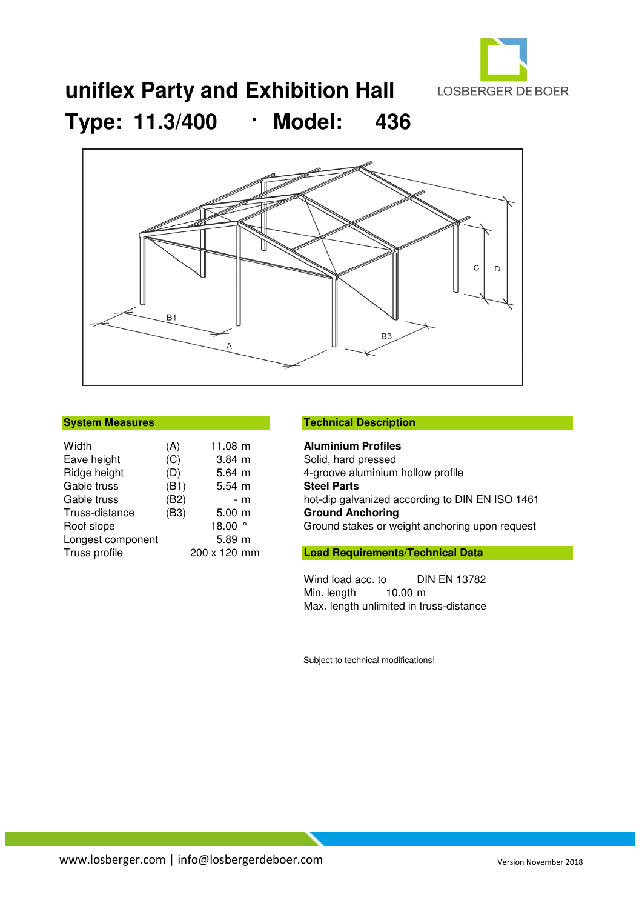# uniflex Party and Exhibition Hall

## Type: 11.3/400 · Model: 436

### System Measures

| | | |
|---|---|---|
| Width | (A) | 11.08 m |
| Eave height | (C) | 3.84 m |
| Ridge height | (D) | 5.64 m |
| Gable truss | (B1) | 5.54 m |
| Gable truss | (B2) | - m |
| Truss-distance | (B3) | 5.00 m |
| Roof slope | | 18.00 ° |
| Longest component | | 5.89 m |
| Truss profile | | 200 x 120 mm |

### Technical Description

**Aluminium Profiles**
Solid, hard pressed
4-groove aluminium hollow profile
**Steel Parts**
hot-dip galvanized according to DIN EN ISO 1461
**Ground Anchoring**
Ground stakes or weight anchoring upon request

### Load Requirements/Technical Data

Wind load acc. to DIN EN 13782
Min. length 10.00 m
Max. length unlimited in truss-distance

Subject to technical modifications!

www.losberger.com | info@losbergerdeboer.com

Version November 2018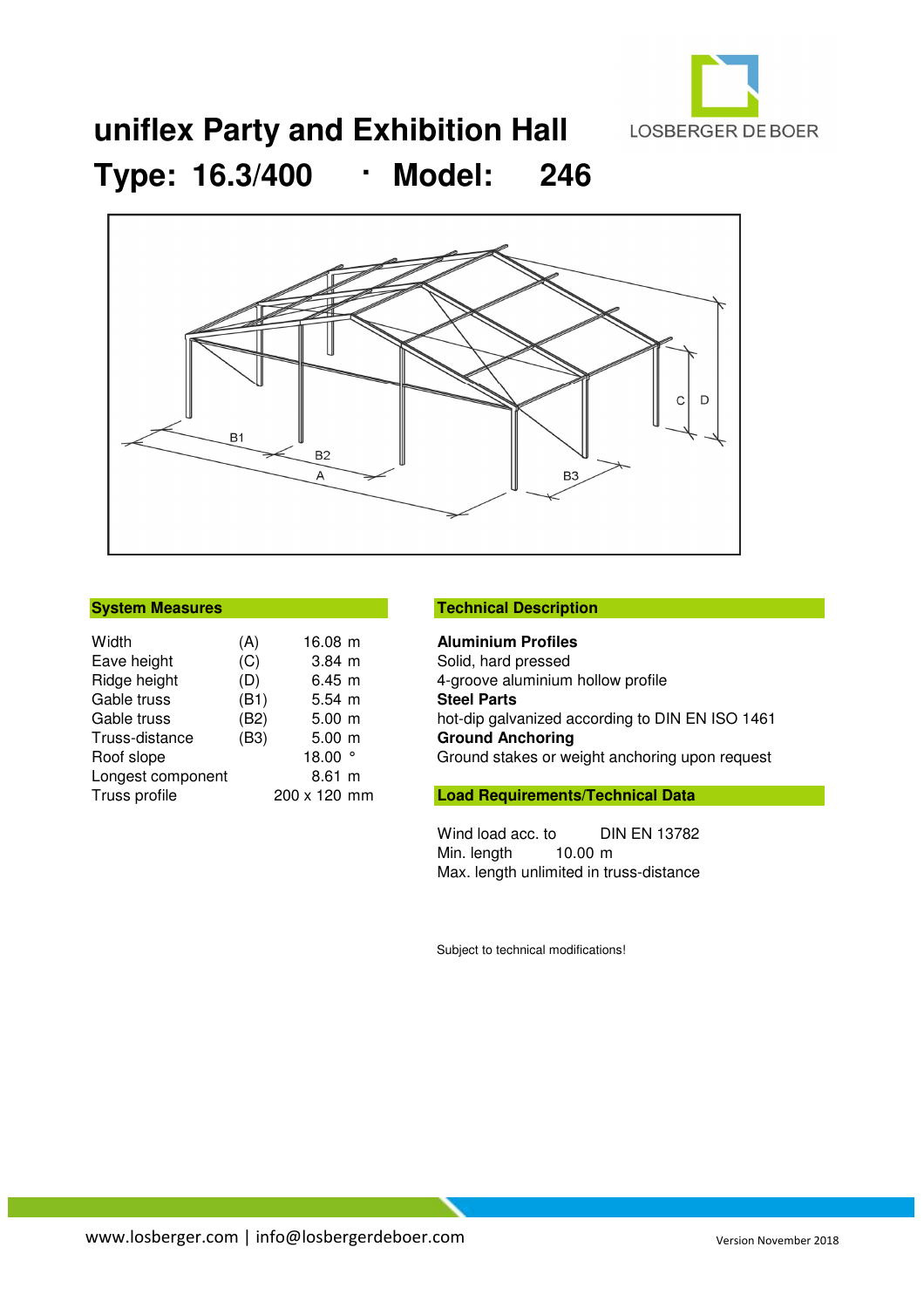# uniflex Party and Exhibition Hall

## Type: 16.3/400 · Model: 246

LOSBERGER DE BOER

### System Measures

| | | |
|---|---|---|
| Width | (A) | 16.08 m |
| Eave height | (C) | 3.84 m |
| Ridge height | (D) | 6.45 m |
| Gable truss | (B1) | 5.54 m |
| Gable truss | (B2) | 5.00 m |
| Truss-distance | (B3) | 5.00 m |
| Roof slope | | 18.00 ° |
| Longest component | | 8.61 m |
| Truss profile | | 200 x 120 mm |

### Technical Description

**Aluminium Profiles**
Solid, hard pressed
4-groove aluminium hollow profile
**Steel Parts**
hot-dip galvanized according to DIN EN ISO 1461
**Ground Anchoring**
Ground stakes or weight anchoring upon request

### Load Requirements/Technical Data

Wind load acc. to DIN EN 13782
Min. length 10.00 m
Max. length unlimited in truss-distance

Subject to technical modifications!

www.losberger.com | info@losbergerdeboer.com

Version November 2018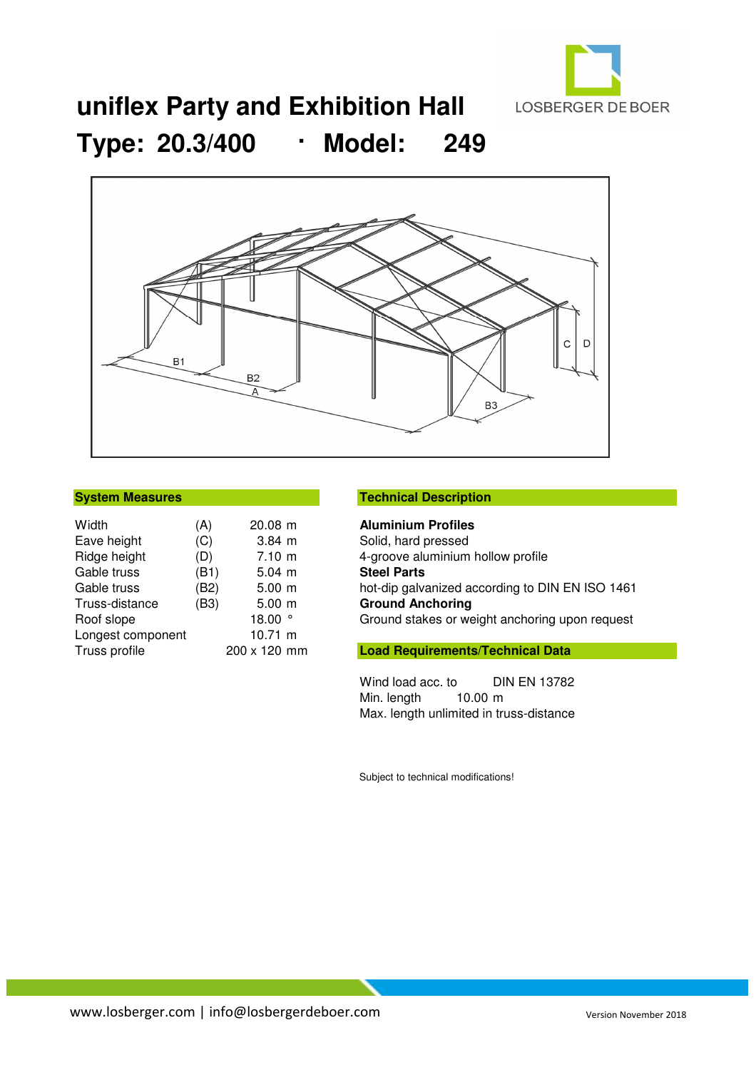# uniflex Party and Exhibition Hall

## Type: 20.3/400 · Model: 249

## System Measures

| | | |
|---|---|---|
| Width | (A) | 20.08 m |
| Eave height | (C) | 3.84 m |
| Ridge height | (D) | 7.10 m |
| Gable truss | (B1) | 5.04 m |
| Gable truss | (B2) | 5.00 m |
| Truss-distance | (B3) | 5.00 m |
| Roof slope | | 18.00 ° |
| Longest component | | 10.71 m |
| Truss profile | | 200 x 120 mm |

## Technical Description

**Aluminium Profiles**
Solid, hard pressed
4-groove aluminium hollow profile
**Steel Parts**
hot-dip galvanized according to DIN EN ISO 1461
**Ground Anchoring**
Ground stakes or weight anchoring upon request

## Load Requirements/Technical Data

Wind load acc. to DIN EN 13782
Min. length 10.00 m
Max. length unlimited in truss-distance

Subject to technical modifications!

www.losberger.com | info@losbergerdeboer.com

Version November 2018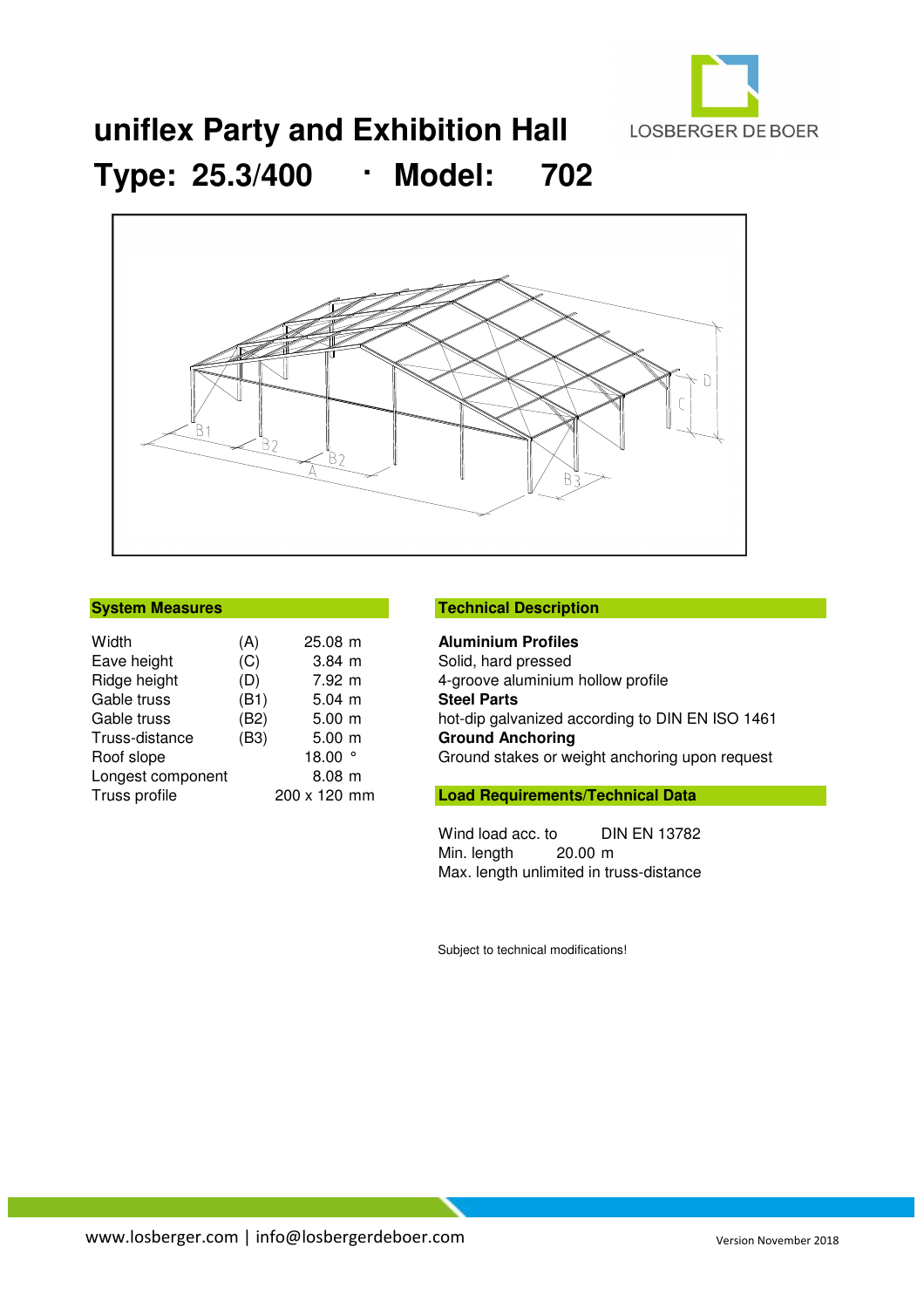# uniflex Party and Exhibition Hall

## Type: 25.3/400 · Model: 702

B1
B2
B2
A
B3
C
D

### System Measures

| | | |
|---|---|---|
| Width | (A) | 25.08 m |
| Eave height | (C) | 3.84 m |
| Ridge height | (D) | 7.92 m |
| Gable truss | (B1) | 5.04 m |
| Gable truss | (B2) | 5.00 m |
| Truss-distance | (B3) | 5.00 m |
| Roof slope | | 18.00 ° |
| Longest component | | 8.08 m |
| Truss profile | | 200 x 120 mm |

### Technical Description

**Aluminium Profiles**
Solid, hard pressed
4-groove aluminium hollow profile
**Steel Parts**
hot-dip galvanized according to DIN EN ISO 1461
**Ground Anchoring**
Ground stakes or weight anchoring upon request

### Load Requirements/Technical Data

Wind load acc. to DIN EN 13782
Min. length 20.00 m
Max. length unlimited in truss-distance

Subject to technical modifications!

www.losberger.com | info@losbergerdeboer.com

Version November 2018